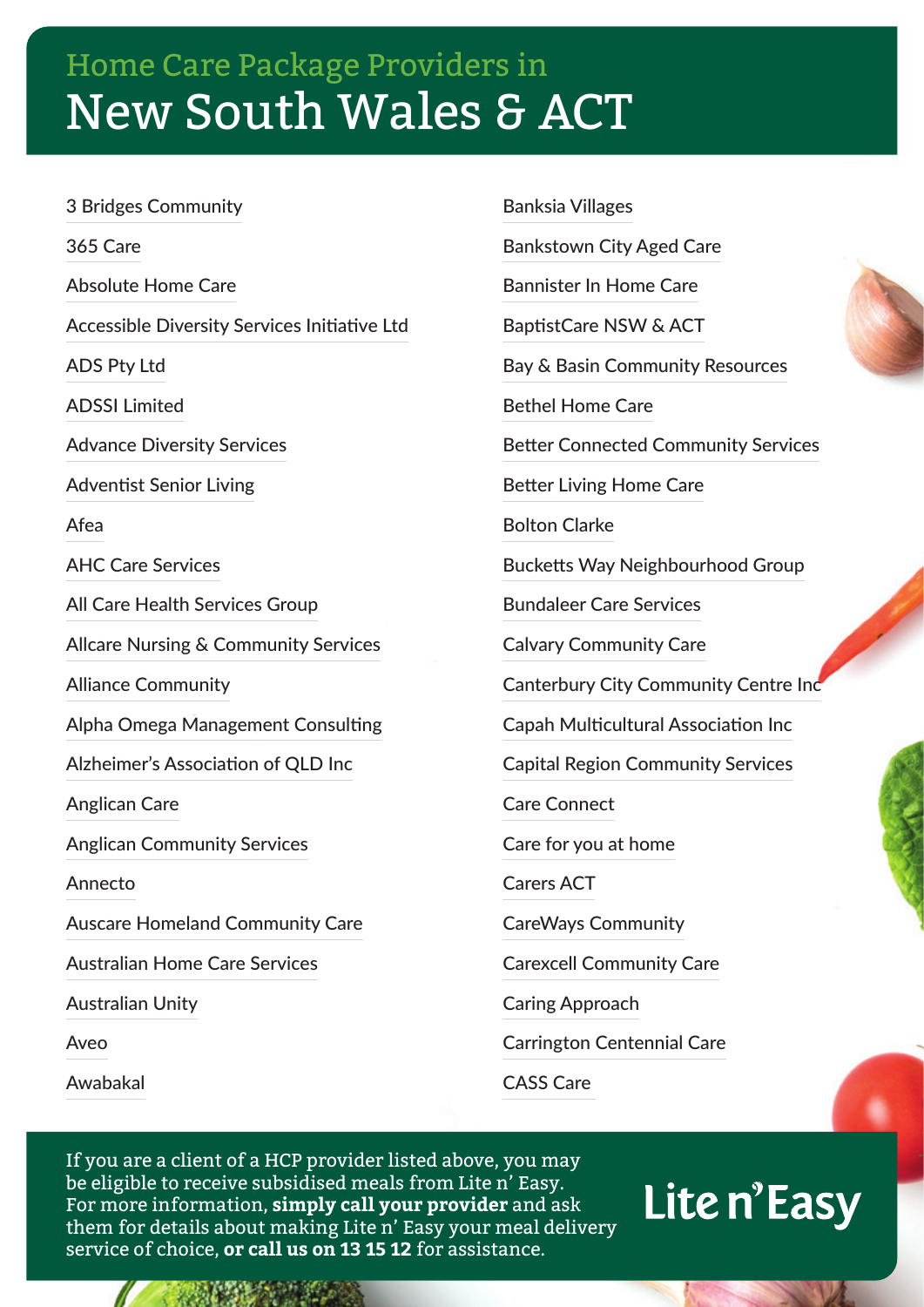# Home Care Package Providers in New South Wales & ACT

- 3 Bridges Community
- 365 Care
- Absolute Home Care
- Accessible Diversity Services Initiative Ltd
- ADS Pty Ltd
- ADSSI Limited
- Advance Diversity Services
- Adventist Senior Living
- Afea
- AHC Care Services
- All Care Health Services Group
- Allcare Nursing & Community Services
- Alliance Community
- Alpha Omega Management Consulting
- Alzheimer's Association of QLD Inc
- Anglican Care
- Anglican Community Services
- Annecto
- Auscare Homeland Community Care
- Australian Home Care Services
- Australian Unity
- Aveo
- Awabakal
- Banksia Villages
- Bankstown City Aged Care
- Bannister In Home Care
- BaptistCare NSW & ACT
- Bay & Basin Community Resources
- Bethel Home Care
- Better Connected Community Services
- Better Living Home Care
- Bolton Clarke
- Bucketts Way Neighbourhood Group
- Bundaleer Care Services
- Calvary Community Care
- Canterbury City Community Centre Inc
- Capah Multicultural Association Inc
- Capital Region Community Services
- Care Connect
- Care for you at home
- Carers ACT
- CareWays Community
- Carexcell Community Care
- Caring Approach
- Carrington Centennial Care
- CASS Care

If you are a client of a HCP provider listed above, you may be eligible to receive subsidised meals from Lite n' Easy. For more information, **simply call your provider** and ask them for details about making Lite n' Easy your meal delivery service of choice, **or call us on 13 15 12** for assistance.

Lite n' Easy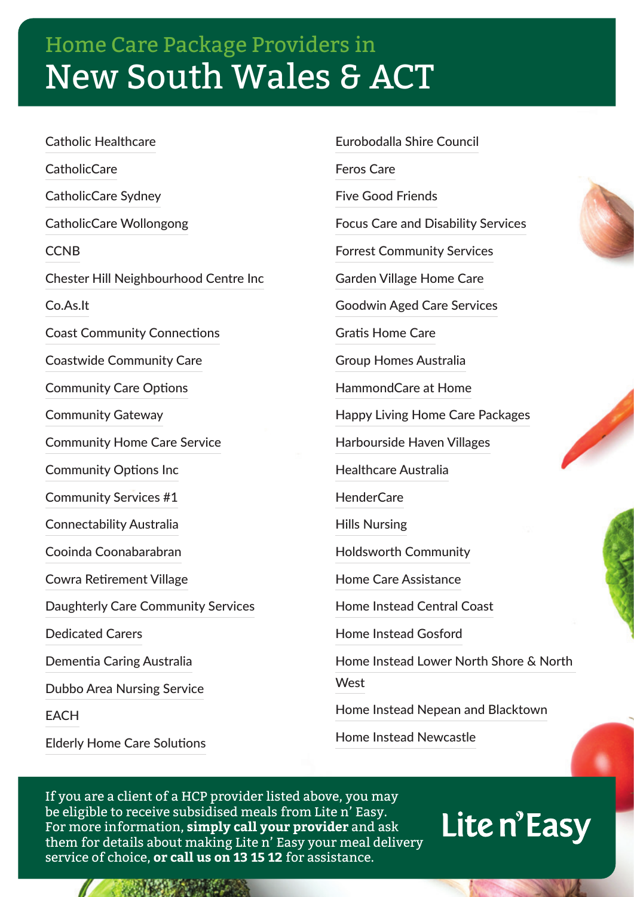## Home Care Package Providers in

# New South Wales & ACT

- Catholic Healthcare
- CatholicCare
- CatholicCare Sydney
- CatholicCare Wollongong
- CCNB
- Chester Hill Neighbourhood Centre Inc
- Co.As.It
- Coast Community Connections
- Coastwide Community Care
- Community Care Options
- Community Gateway
- Community Home Care Service
- Community Options Inc
- Community Services #1
- Connectability Australia
- Cooinda Coonabarabran
- Cowra Retirement Village
- Daughterly Care Community Services
- Dedicated Carers
- Dementia Caring Australia
- Dubbo Area Nursing Service
- EACH
- Elderly Home Care Solutions
- Eurobodalla Shire Council
- Feros Care
- Five Good Friends
- Focus Care and Disability Services
- Forrest Community Services
- Garden Village Home Care
- Goodwin Aged Care Services
- Gratis Home Care
- Group Homes Australia
- HammondCare at Home
- Happy Living Home Care Packages
- Harbourside Haven Villages
- Healthcare Australia
- HenderCare
- Hills Nursing
- Holdsworth Community
- Home Care Assistance
- Home Instead Central Coast
- Home Instead Gosford
- Home Instead Lower North Shore & North West
- Home Instead Nepean and Blacktown
- Home Instead Newcastle

If you are a client of a HCP provider listed above, you may be eligible to receive subsidised meals from Lite n' Easy. For more information, **simply call your provider** and ask them for details about making Lite n' Easy your meal delivery service of choice, **or call us on 13 15 12** for assistance.

Lite n' Easy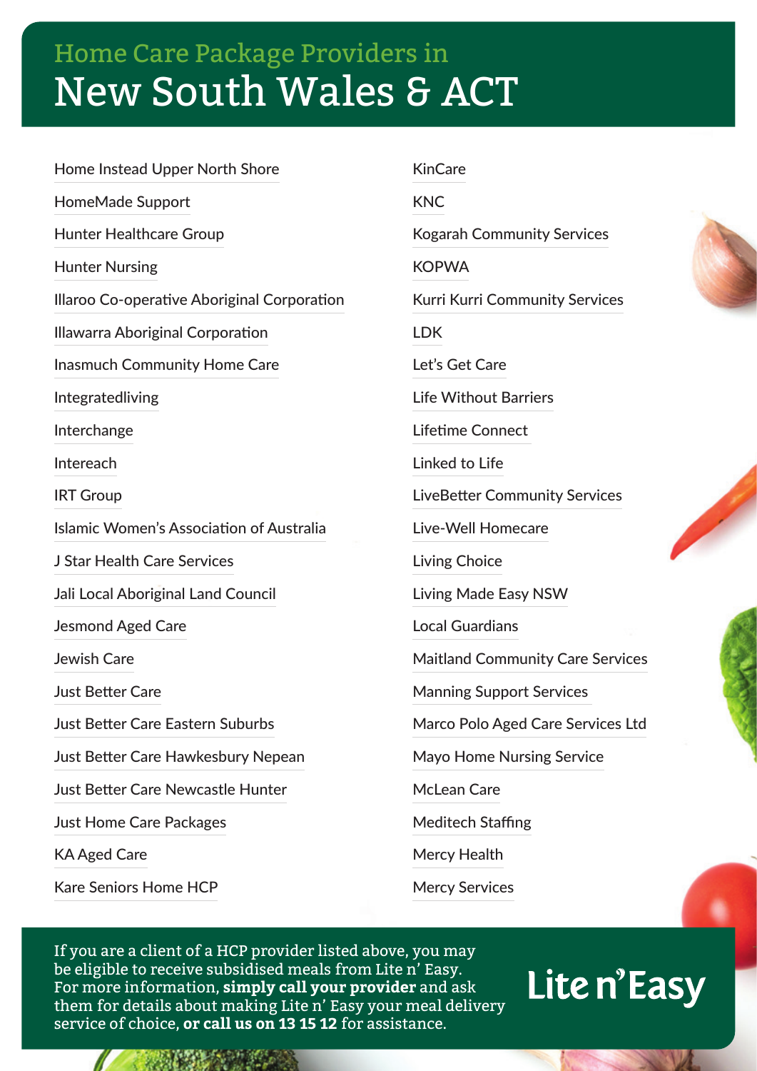## Home Care Package Providers in

# New South Wales & ACT

- Home Instead Upper North Shore
- HomeMade Support
- Hunter Healthcare Group
- Hunter Nursing
- Illaroo Co-operative Aboriginal Corporation
- Illawarra Aboriginal Corporation
- Inasmuch Community Home Care
- Integratedliving
- Interchange
- Intereach
- IRT Group
- Islamic Women's Association of Australia
- J Star Health Care Services
- Jali Local Aboriginal Land Council
- Jesmond Aged Care
- Jewish Care
- Just Better Care
- Just Better Care Eastern Suburbs
- Just Better Care Hawkesbury Nepean
- Just Better Care Newcastle Hunter
- Just Home Care Packages
- KA Aged Care
- Kare Seniors Home HCP
- KinCare
- KNC
- Kogarah Community Services
- KOPWA
- Kurri Kurri Community Services
- LDK
- Let's Get Care
- Life Without Barriers
- Lifetime Connect
- Linked to Life
- LiveBetter Community Services
- Live-Well Homecare
- Living Choice
- Living Made Easy NSW
- Local Guardians
- Maitland Community Care Services
- Manning Support Services
- Marco Polo Aged Care Services Ltd
- Mayo Home Nursing Service
- McLean Care
- Meditech Staffing
- Mercy Health
- Mercy Services

If you are a client of a HCP provider listed above, you may be eligible to receive subsidised meals from Lite n' Easy. For more information, **simply call your provider** and ask them for details about making Lite n' Easy your meal delivery service of choice, **or call us on 13 15 12** for assistance.

Lite n' Easy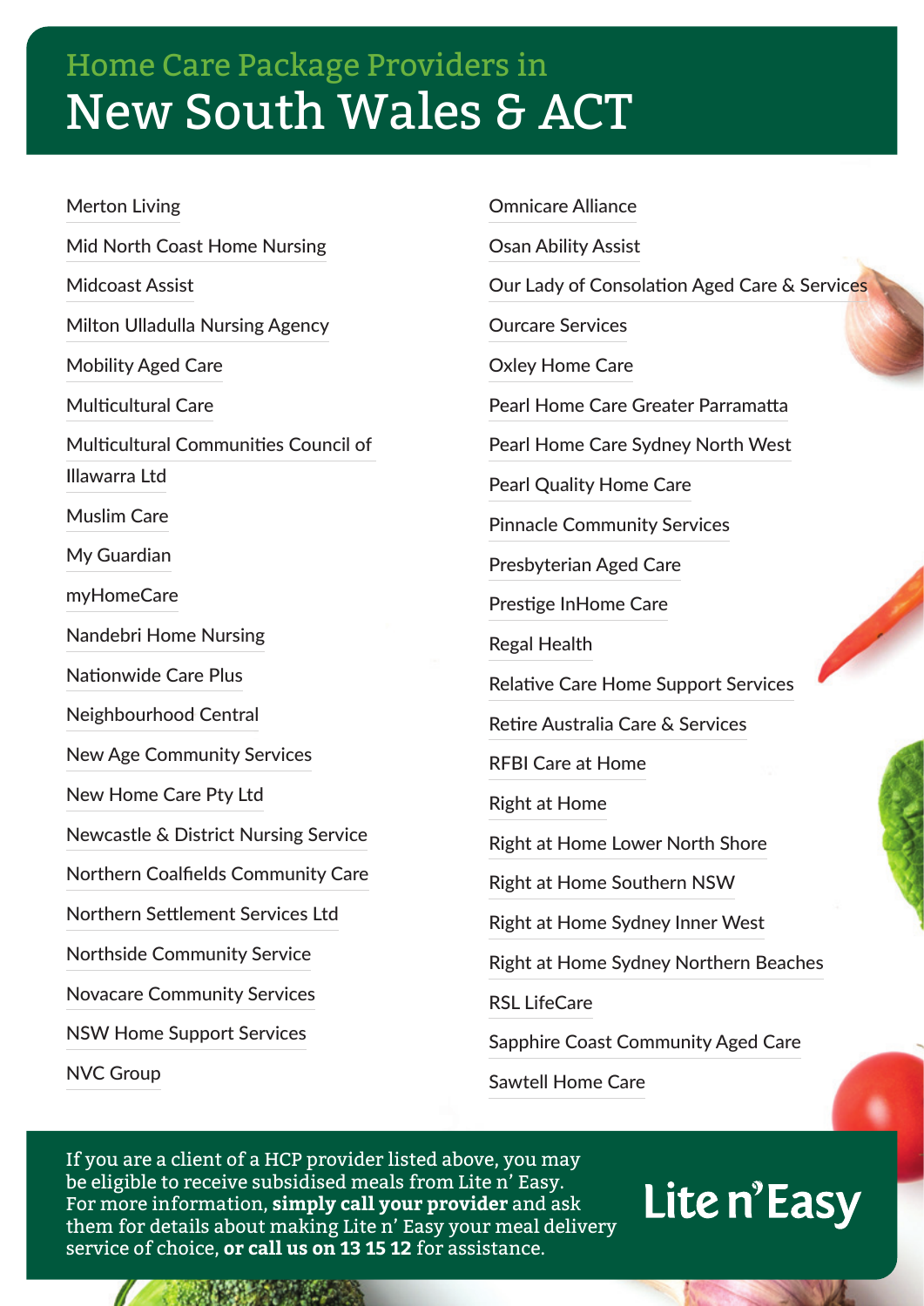## Home Care Package Providers in

# New South Wales & ACT

- Merton Living
- Mid North Coast Home Nursing
- Midcoast Assist
- Milton Ulladulla Nursing Agency
- Mobility Aged Care
- Multicultural Care
- Multicultural Communities Council of Illawarra Ltd
- Muslim Care
- My Guardian
- myHomeCare
- Nandebri Home Nursing
- Nationwide Care Plus
- Neighbourhood Central
- New Age Community Services
- New Home Care Pty Ltd
- Newcastle & District Nursing Service
- Northern Coalfields Community Care
- Northern Settlement Services Ltd
- Northside Community Service
- Novacare Community Services
- NSW Home Support Services
- NVC Group
- Omnicare Alliance
- Osan Ability Assist
- Our Lady of Consolation Aged Care & Services
- Ourcare Services
- Oxley Home Care
- Pearl Home Care Greater Parramatta
- Pearl Home Care Sydney North West
- Pearl Quality Home Care
- Pinnacle Community Services
- Presbyterian Aged Care
- Prestige InHome Care
- Regal Health
- Relative Care Home Support Services
- Retire Australia Care & Services
- RFBI Care at Home
- Right at Home
- Right at Home Lower North Shore
- Right at Home Southern NSW
- Right at Home Sydney Inner West
- Right at Home Sydney Northern Beaches
- RSL LifeCare
- Sapphire Coast Community Aged Care
- Sawtell Home Care

If you are a client of a HCP provider listed above, you may be eligible to receive subsidised meals from Lite n' Easy. For more information, **simply call your provider** and ask them for details about making Lite n' Easy your meal delivery service of choice, **or call us on 13 15 12** for assistance.

Lite n' Easy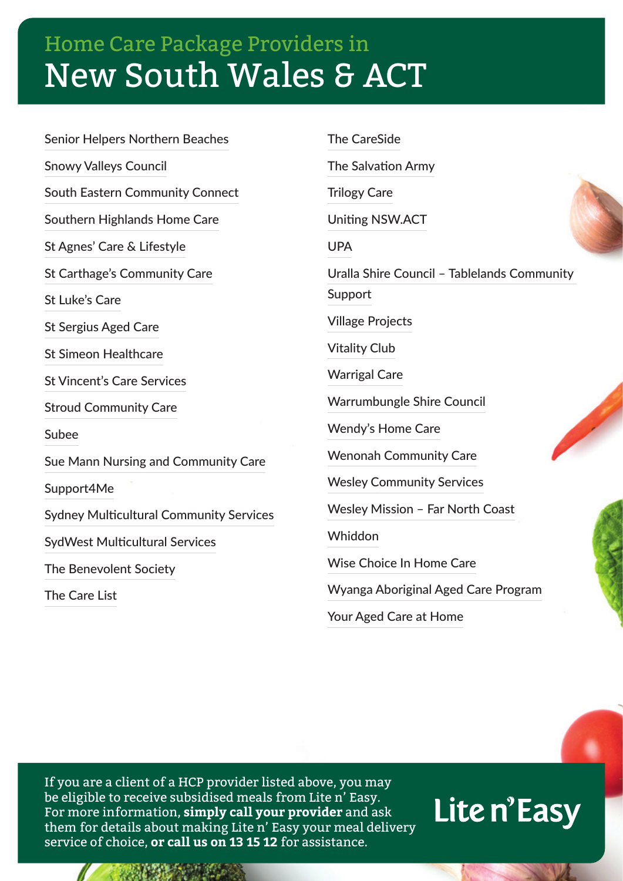## Home Care Package Providers in

# New South Wales & ACT

- Senior Helpers Northern Beaches
- Snowy Valleys Council
- South Eastern Community Connect
- Southern Highlands Home Care
- St Agnes' Care & Lifestyle
- St Carthage's Community Care
- St Luke's Care
- St Sergius Aged Care
- St Simeon Healthcare
- St Vincent's Care Services
- Stroud Community Care
- Subee
- Sue Mann Nursing and Community Care
- Support4Me
- Sydney Multicultural Community Services
- SydWest Multicultural Services
- The Benevolent Society
- The Care List
- The CareSide
- The Salvation Army
- Trilogy Care
- Uniting NSW.ACT
- UPA
- Uralla Shire Council – Tablelands Community Support
- Village Projects
- Vitality Club
- Warrigal Care
- Warrumbungle Shire Council
- Wendy's Home Care
- Wenonah Community Care
- Wesley Community Services
- Wesley Mission – Far North Coast
- Whiddon
- Wise Choice In Home Care
- Wyanga Aboriginal Aged Care Program
- Your Aged Care at Home

If you are a client of a HCP provider listed above, you may be eligible to receive subsidised meals from Lite n' Easy. For more information, **simply call your provider** and ask them for details about making Lite n' Easy your meal delivery service of choice, **or call us on 13 15 12** for assistance.

Lite n' Easy